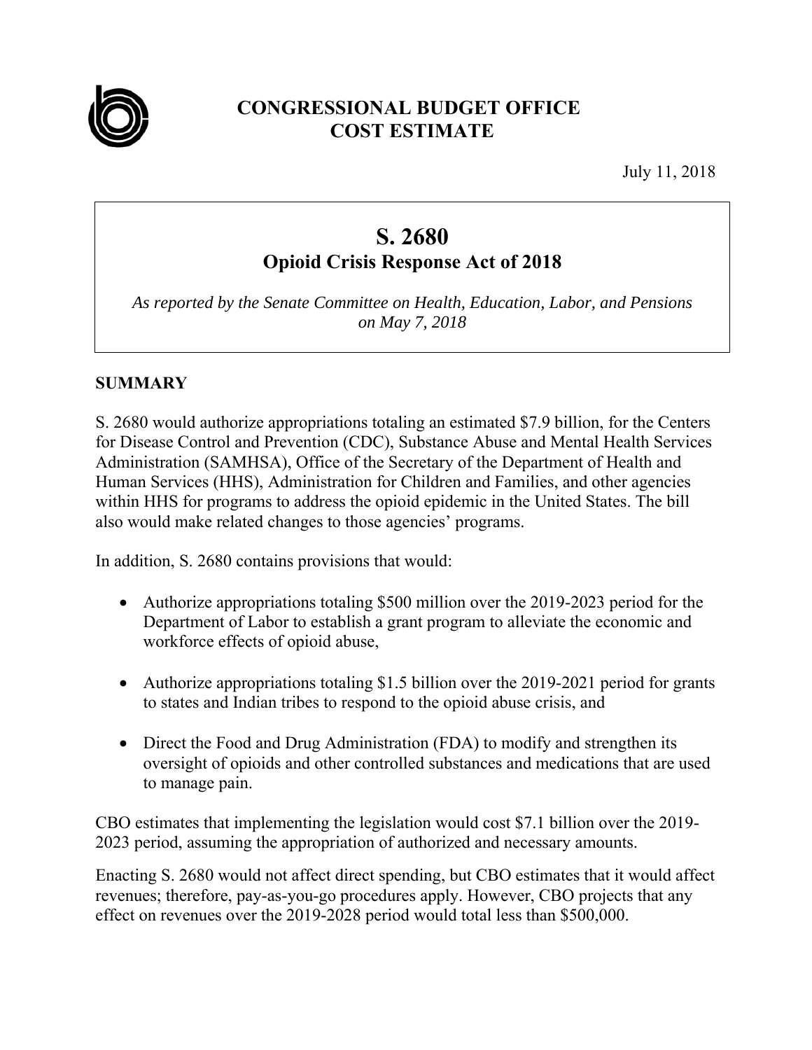# CONGRESSIONAL BUDGET OFFICE
# COST ESTIMATE

July 11, 2018

## S. 2680
## Opioid Crisis Response Act of 2018

*As reported by the Senate Committee on Health, Education, Labor, and Pensions on May 7, 2018*

### SUMMARY

S. 2680 would authorize appropriations totaling an estimated $7.9 billion, for the Centers for Disease Control and Prevention (CDC), Substance Abuse and Mental Health Services Administration (SAMHSA), Office of the Secretary of the Department of Health and Human Services (HHS), Administration for Children and Families, and other agencies within HHS for programs to address the opioid epidemic in the United States. The bill also would make related changes to those agencies' programs.

In addition, S. 2680 contains provisions that would:

- Authorize appropriations totaling $500 million over the 2019-2023 period for the Department of Labor to establish a grant program to alleviate the economic and workforce effects of opioid abuse,
- Authorize appropriations totaling $1.5 billion over the 2019-2021 period for grants to states and Indian tribes to respond to the opioid abuse crisis, and
- Direct the Food and Drug Administration (FDA) to modify and strengthen its oversight of opioids and other controlled substances and medications that are used to manage pain.

CBO estimates that implementing the legislation would cost $7.1 billion over the 2019-2023 period, assuming the appropriation of authorized and necessary amounts.

Enacting S. 2680 would not affect direct spending, but CBO estimates that it would affect revenues; therefore, pay-as-you-go procedures apply. However, CBO projects that any effect on revenues over the 2019-2028 period would total less than $500,000.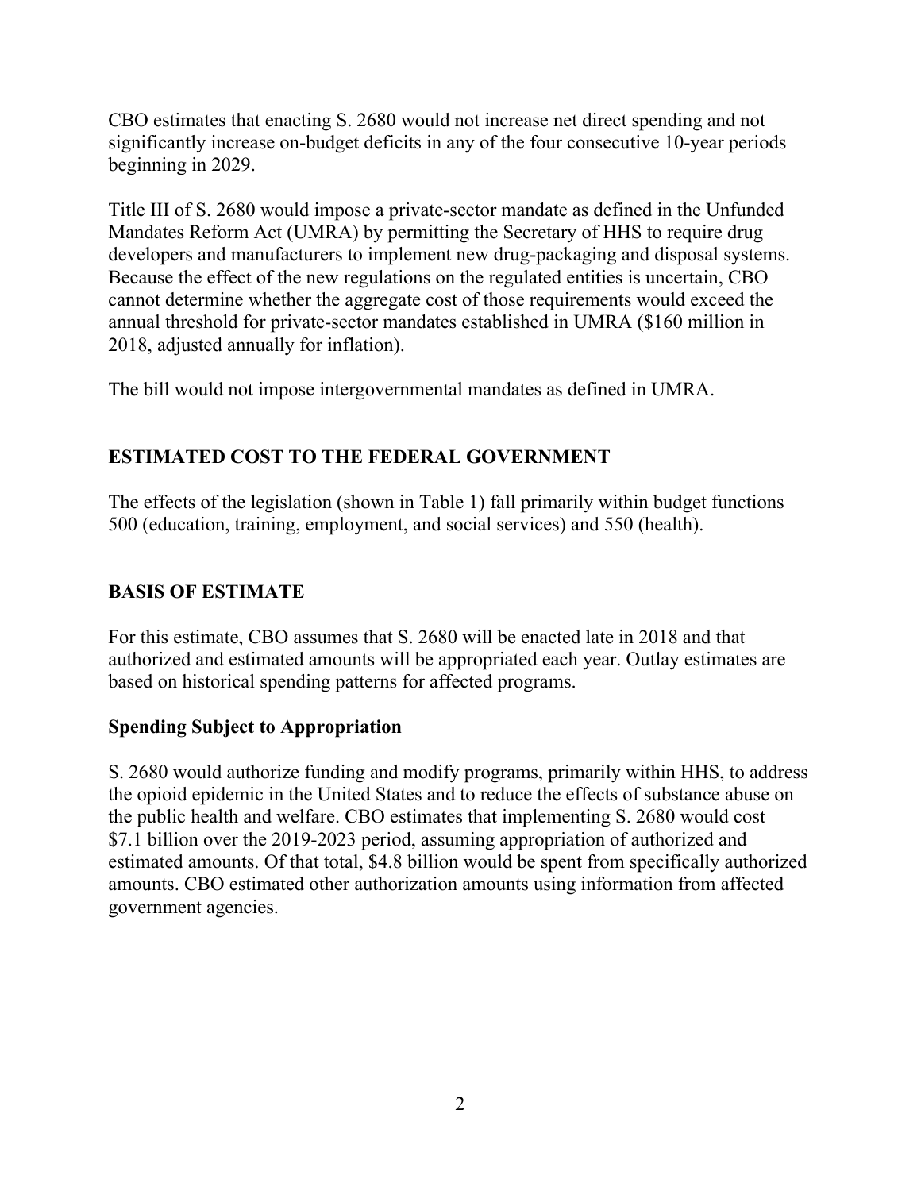CBO estimates that enacting S. 2680 would not increase net direct spending and not significantly increase on-budget deficits in any of the four consecutive 10-year periods beginning in 2029.

Title III of S. 2680 would impose a private-sector mandate as defined in the Unfunded Mandates Reform Act (UMRA) by permitting the Secretary of HHS to require drug developers and manufacturers to implement new drug-packaging and disposal systems. Because the effect of the new regulations on the regulated entities is uncertain, CBO cannot determine whether the aggregate cost of those requirements would exceed the annual threshold for private-sector mandates established in UMRA ($160 million in 2018, adjusted annually for inflation).

The bill would not impose intergovernmental mandates as defined in UMRA.

## ESTIMATED COST TO THE FEDERAL GOVERNMENT

The effects of the legislation (shown in Table 1) fall primarily within budget functions 500 (education, training, employment, and social services) and 550 (health).

## BASIS OF ESTIMATE

For this estimate, CBO assumes that S. 2680 will be enacted late in 2018 and that authorized and estimated amounts will be appropriated each year. Outlay estimates are based on historical spending patterns for affected programs.

### Spending Subject to Appropriation

S. 2680 would authorize funding and modify programs, primarily within HHS, to address the opioid epidemic in the United States and to reduce the effects of substance abuse on the public health and welfare. CBO estimates that implementing S. 2680 would cost $7.1 billion over the 2019-2023 period, assuming appropriation of authorized and estimated amounts. Of that total, $4.8 billion would be spent from specifically authorized amounts. CBO estimated other authorization amounts using information from affected government agencies.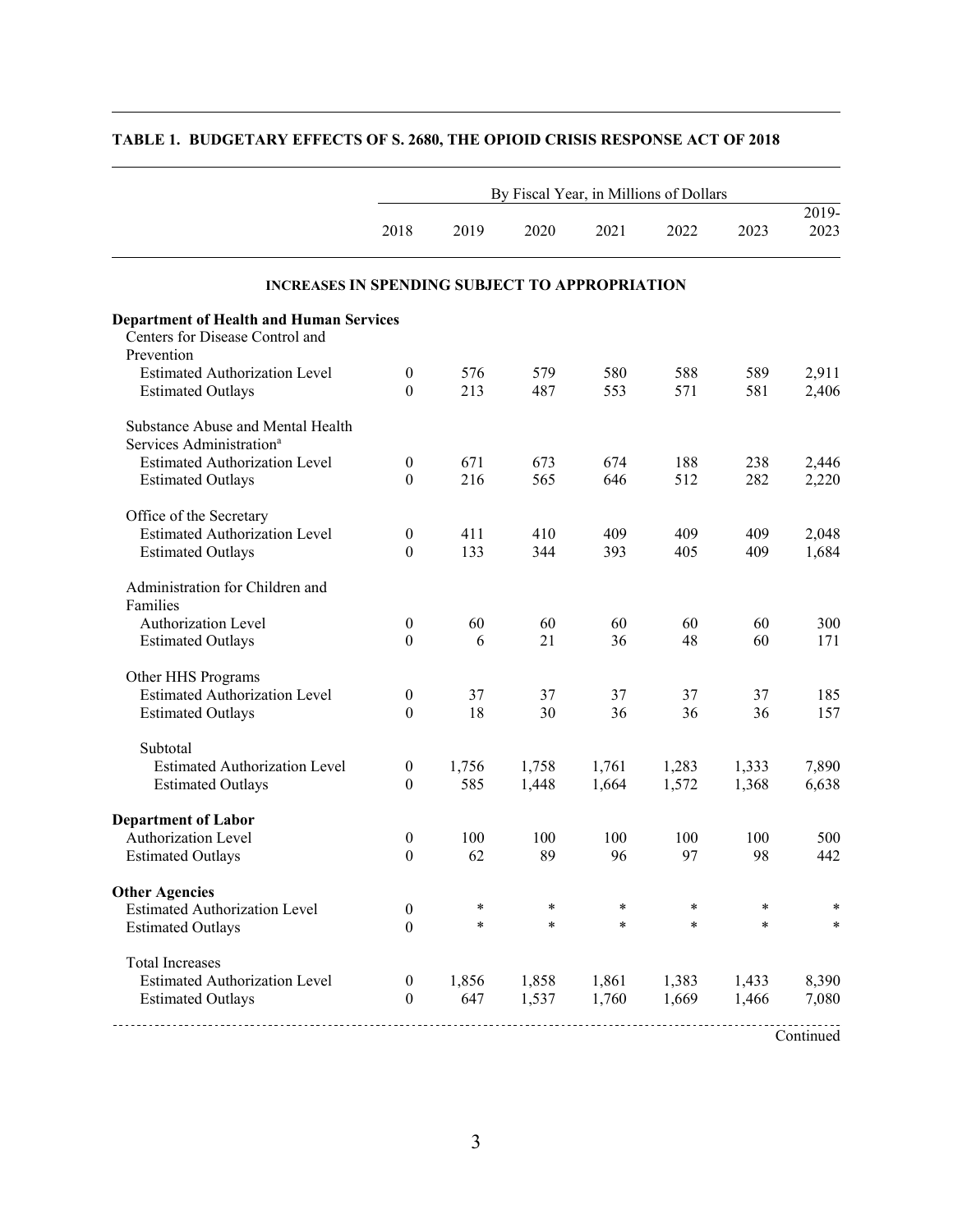**TABLE 1. BUDGETARY EFFECTS OF S. 2680, THE OPIOID CRISIS RESPONSE ACT OF 2018**

| | By Fiscal Year, in Millions of Dollars | | | | | | |
|---|---|---|---|---|---|---|---|
| | 2018 | 2019 | 2020 | 2021 | 2022 | 2023 | 2019-2023 |
| **INCREASES IN SPENDING SUBJECT TO APPROPRIATION** | | | | | | | |
| **Department of Health and Human Services** | | | | | | | |
| Centers for Disease Control and Prevention | | | | | | | |
| Estimated Authorization Level | 0 | 576 | 579 | 580 | 588 | 589 | 2,911 |
| Estimated Outlays | 0 | 213 | 487 | 553 | 571 | 581 | 2,406 |
| Substance Abuse and Mental Health Services Administration[a] | | | | | | | |
| Estimated Authorization Level | 0 | 671 | 673 | 674 | 188 | 238 | 2,446 |
| Estimated Outlays | 0 | 216 | 565 | 646 | 512 | 282 | 2,220 |
| Office of the Secretary | | | | | | | |
| Estimated Authorization Level | 0 | 411 | 410 | 409 | 409 | 409 | 2,048 |
| Estimated Outlays | 0 | 133 | 344 | 393 | 405 | 409 | 1,684 |
| Administration for Children and Families | | | | | | | |
| Authorization Level | 0 | 60 | 60 | 60 | 60 | 60 | 300 |
| Estimated Outlays | 0 | 6 | 21 | 36 | 48 | 60 | 171 |
| Other HHS Programs | | | | | | | |
| Estimated Authorization Level | 0 | 37 | 37 | 37 | 37 | 37 | 185 |
| Estimated Outlays | 0 | 18 | 30 | 36 | 36 | 36 | 157 |
| Subtotal | | | | | | | |
| Estimated Authorization Level | 0 | 1,756 | 1,758 | 1,761 | 1,283 | 1,333 | 7,890 |
| Estimated Outlays | 0 | 585 | 1,448 | 1,664 | 1,572 | 1,368 | 6,638 |
| **Department of Labor** | | | | | | | |
| Authorization Level | 0 | 100 | 100 | 100 | 100 | 100 | 500 |
| Estimated Outlays | 0 | 62 | 89 | 96 | 97 | 98 | 442 |
| **Other Agencies** | | | | | | | |
| Estimated Authorization Level | 0 | * | * | * | * | * | * |
| Estimated Outlays | 0 | * | * | * | * | * | * |
| Total Increases | | | | | | | |
| Estimated Authorization Level | 0 | 1,856 | 1,858 | 1,861 | 1,383 | 1,433 | 8,390 |
| Estimated Outlays | 0 | 647 | 1,537 | 1,760 | 1,669 | 1,466 | 7,080 |

Continued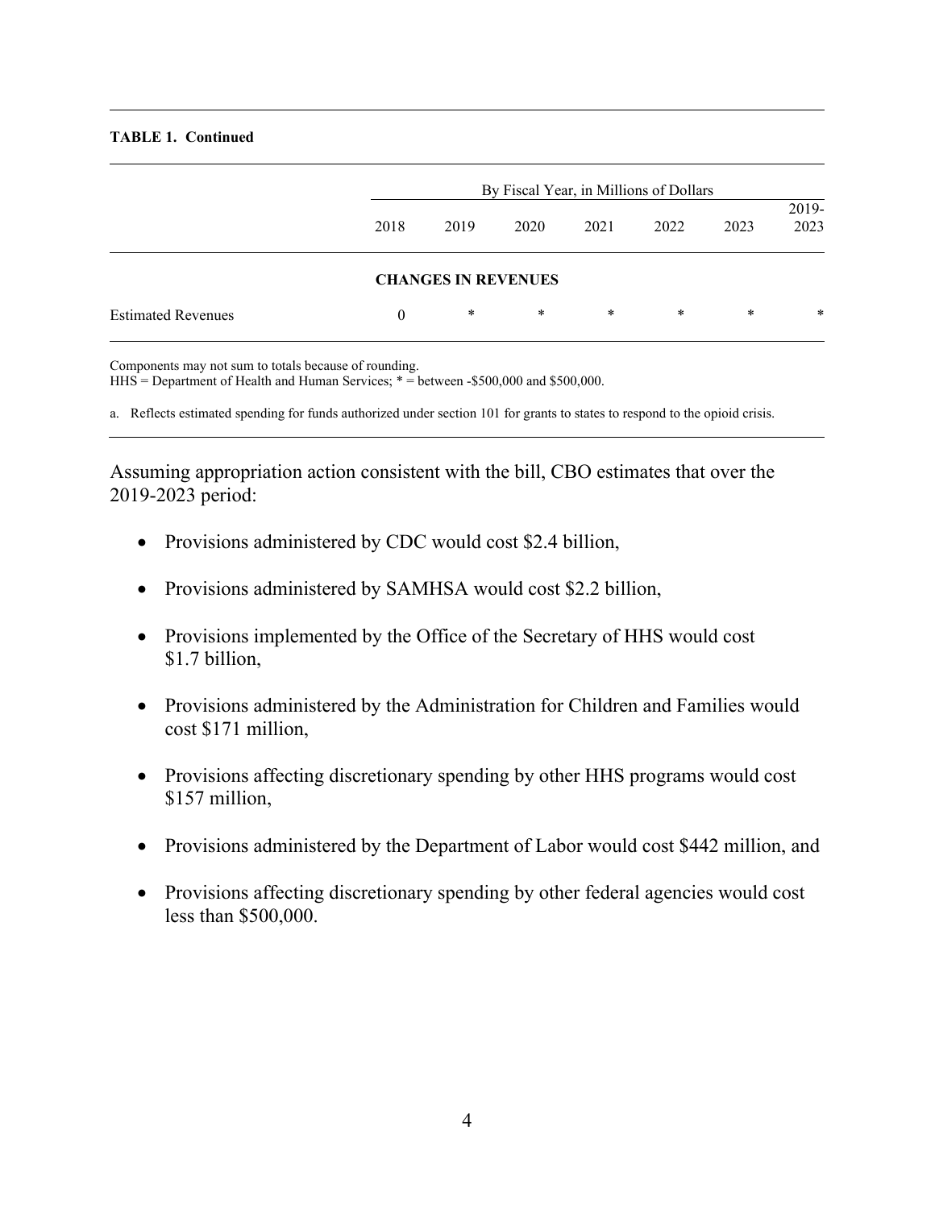**TABLE 1. Continued**

| | By Fiscal Year, in Millions of Dollars | | | | | | |
|---|---|---|---|---|---|---|---|
| | 2018 | 2019 | 2020 | 2021 | 2022 | 2023 | 2019-2023 |
| **CHANGES IN REVENUES** | | | | | | | |
| Estimated Revenues | 0 | * | * | * | * | * | * |

Components may not sum to totals because of rounding.
HHS = Department of Health and Human Services; * = between -$500,000 and $500,000.

a. Reflects estimated spending for funds authorized under section 101 for grants to states to respond to the opioid crisis.

Assuming appropriation action consistent with the bill, CBO estimates that over the 2019-2023 period:

- Provisions administered by CDC would cost $2.4 billion,
- Provisions administered by SAMHSA would cost $2.2 billion,
- Provisions implemented by the Office of the Secretary of HHS would cost $1.7 billion,
- Provisions administered by the Administration for Children and Families would cost $171 million,
- Provisions affecting discretionary spending by other HHS programs would cost $157 million,
- Provisions administered by the Department of Labor would cost $442 million, and
- Provisions affecting discretionary spending by other federal agencies would cost less than $500,000.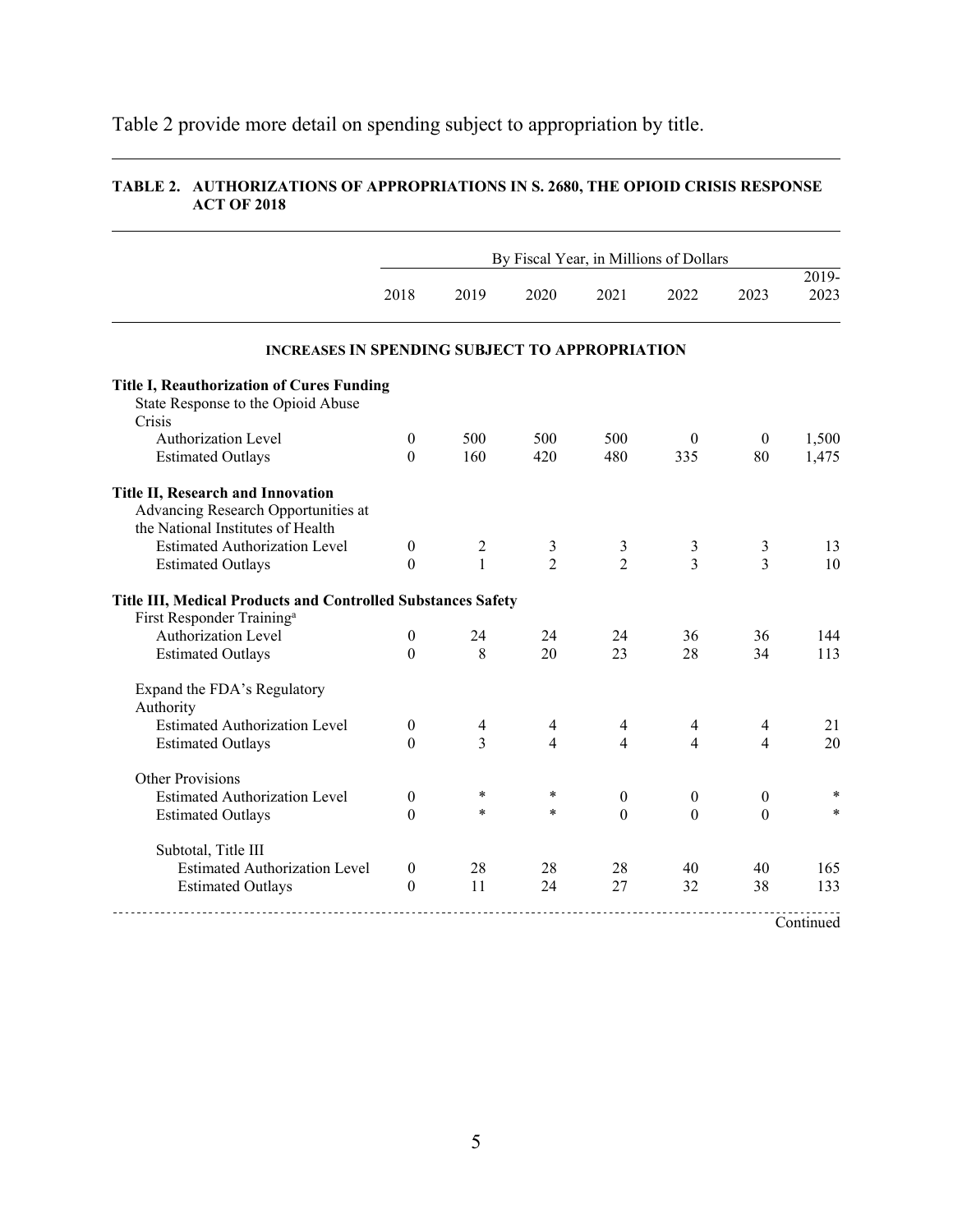Table 2 provide more detail on spending subject to appropriation by title.

**TABLE 2. AUTHORIZATIONS OF APPROPRIATIONS IN S. 2680, THE OPIOID CRISIS RESPONSE ACT OF 2018**

| | By Fiscal Year, in Millions of Dollars | | | | | | |
|---|---|---|---|---|---|---|---|
| | 2018 | 2019 | 2020 | 2021 | 2022 | 2023 | 2019-2023 |
| **INCREASES IN SPENDING SUBJECT TO APPROPRIATION** | | | | | | | |
| **Title I, Reauthorization of Cures Funding** | | | | | | | |
| State Response to the Opioid Abuse Crisis | | | | | | | |
| Authorization Level | 0 | 500 | 500 | 500 | 0 | 0 | 1,500 |
| Estimated Outlays | 0 | 160 | 420 | 480 | 335 | 80 | 1,475 |
| **Title II, Research and Innovation** | | | | | | | |
| Advancing Research Opportunities at the National Institutes of Health | | | | | | | |
| Estimated Authorization Level | 0 | 2 | 3 | 3 | 3 | 3 | 13 |
| Estimated Outlays | 0 | 1 | 2 | 2 | 3 | 3 | 10 |
| **Title III, Medical Products and Controlled Substances Safety** | | | | | | | |
| First Responder Training[a] | | | | | | | |
| Authorization Level | 0 | 24 | 24 | 24 | 36 | 36 | 144 |
| Estimated Outlays | 0 | 8 | 20 | 23 | 28 | 34 | 113 |
| Expand the FDA's Regulatory Authority | | | | | | | |
| Estimated Authorization Level | 0 | 4 | 4 | 4 | 4 | 4 | 21 |
| Estimated Outlays | 0 | 3 | 4 | 4 | 4 | 4 | 20 |
| Other Provisions | | | | | | | |
| Estimated Authorization Level | 0 | * | * | 0 | 0 | 0 | * |
| Estimated Outlays | 0 | * | * | 0 | 0 | 0 | * |
| Subtotal, Title III | | | | | | | |
| Estimated Authorization Level | 0 | 28 | 28 | 28 | 40 | 40 | 165 |
| Estimated Outlays | 0 | 11 | 24 | 27 | 32 | 38 | 133 |

Continued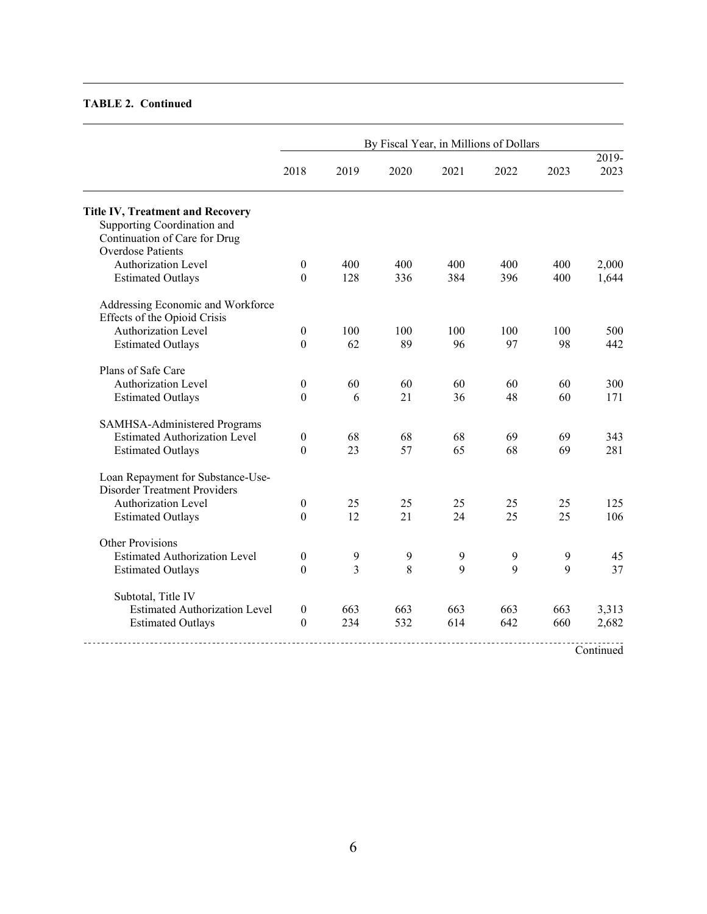**TABLE 2. Continued**

| | By Fiscal Year, in Millions of Dollars | | | | | | |
|---|---|---|---|---|---|---|---|
| | 2018 | 2019 | 2020 | 2021 | 2022 | 2023 | 2019-2023 |
| **Title IV, Treatment and Recovery** | | | | | | | |
| Supporting Coordination and Continuation of Care for Drug Overdose Patients | | | | | | | |
| Authorization Level | 0 | 400 | 400 | 400 | 400 | 400 | 2,000 |
| Estimated Outlays | 0 | 128 | 336 | 384 | 396 | 400 | 1,644 |
| Addressing Economic and Workforce Effects of the Opioid Crisis | | | | | | | |
| Authorization Level | 0 | 100 | 100 | 100 | 100 | 100 | 500 |
| Estimated Outlays | 0 | 62 | 89 | 96 | 97 | 98 | 442 |
| Plans of Safe Care | | | | | | | |
| Authorization Level | 0 | 60 | 60 | 60 | 60 | 60 | 300 |
| Estimated Outlays | 0 | 6 | 21 | 36 | 48 | 60 | 171 |
| SAMHSA-Administered Programs | | | | | | | |
| Estimated Authorization Level | 0 | 68 | 68 | 68 | 69 | 69 | 343 |
| Estimated Outlays | 0 | 23 | 57 | 65 | 68 | 69 | 281 |
| Loan Repayment for Substance-Use-Disorder Treatment Providers | | | | | | | |
| Authorization Level | 0 | 25 | 25 | 25 | 25 | 25 | 125 |
| Estimated Outlays | 0 | 12 | 21 | 24 | 25 | 25 | 106 |
| Other Provisions | | | | | | | |
| Estimated Authorization Level | 0 | 9 | 9 | 9 | 9 | 9 | 45 |
| Estimated Outlays | 0 | 3 | 8 | 9 | 9 | 9 | 37 |
| Subtotal, Title IV | | | | | | | |
| Estimated Authorization Level | 0 | 663 | 663 | 663 | 663 | 663 | 3,313 |
| Estimated Outlays | 0 | 234 | 532 | 614 | 642 | 660 | 2,682 |

Continued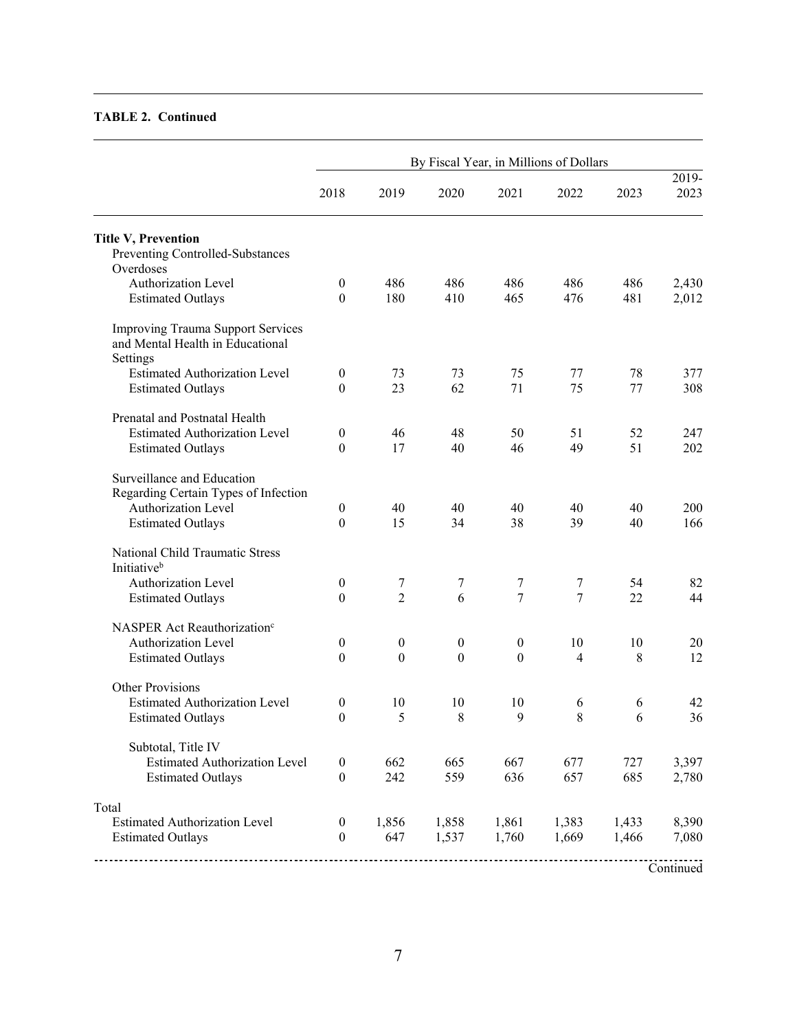**TABLE 2. Continued**

| | By Fiscal Year, in Millions of Dollars | | | | | | |
|---|---|---|---|---|---|---|---|
| | 2018 | 2019 | 2020 | 2021 | 2022 | 2023 | 2019-2023 |
| **Title V, Prevention** | | | | | | | |
| Preventing Controlled-Substances Overdoses | | | | | | | |
| Authorization Level | 0 | 486 | 486 | 486 | 486 | 486 | 2,430 |
| Estimated Outlays | 0 | 180 | 410 | 465 | 476 | 481 | 2,012 |
| Improving Trauma Support Services and Mental Health in Educational Settings | | | | | | | |
| Estimated Authorization Level | 0 | 73 | 73 | 75 | 77 | 78 | 377 |
| Estimated Outlays | 0 | 23 | 62 | 71 | 75 | 77 | 308 |
| Prenatal and Postnatal Health | | | | | | | |
| Estimated Authorization Level | 0 | 46 | 48 | 50 | 51 | 52 | 247 |
| Estimated Outlays | 0 | 17 | 40 | 46 | 49 | 51 | 202 |
| Surveillance and Education Regarding Certain Types of Infection | | | | | | | |
| Authorization Level | 0 | 40 | 40 | 40 | 40 | 40 | 200 |
| Estimated Outlays | 0 | 15 | 34 | 38 | 39 | 40 | 166 |
| National Child Traumatic Stress Initiative[b] | | | | | | | |
| Authorization Level | 0 | 7 | 7 | 7 | 7 | 54 | 82 |
| Estimated Outlays | 0 | 2 | 6 | 7 | 7 | 22 | 44 |
| NASPER Act Reauthorization[c] | | | | | | | |
| Authorization Level | 0 | 0 | 0 | 0 | 10 | 10 | 20 |
| Estimated Outlays | 0 | 0 | 0 | 0 | 4 | 8 | 12 |
| Other Provisions | | | | | | | |
| Estimated Authorization Level | 0 | 10 | 10 | 10 | 6 | 6 | 42 |
| Estimated Outlays | 0 | 5 | 8 | 9 | 8 | 6 | 36 |
| Subtotal, Title IV | | | | | | | |
| Estimated Authorization Level | 0 | 662 | 665 | 667 | 677 | 727 | 3,397 |
| Estimated Outlays | 0 | 242 | 559 | 636 | 657 | 685 | 2,780 |
| Total | | | | | | | |
| Estimated Authorization Level | 0 | 1,856 | 1,858 | 1,861 | 1,383 | 1,433 | 8,390 |
| Estimated Outlays | 0 | 647 | 1,537 | 1,760 | 1,669 | 1,466 | 7,080 |

Continued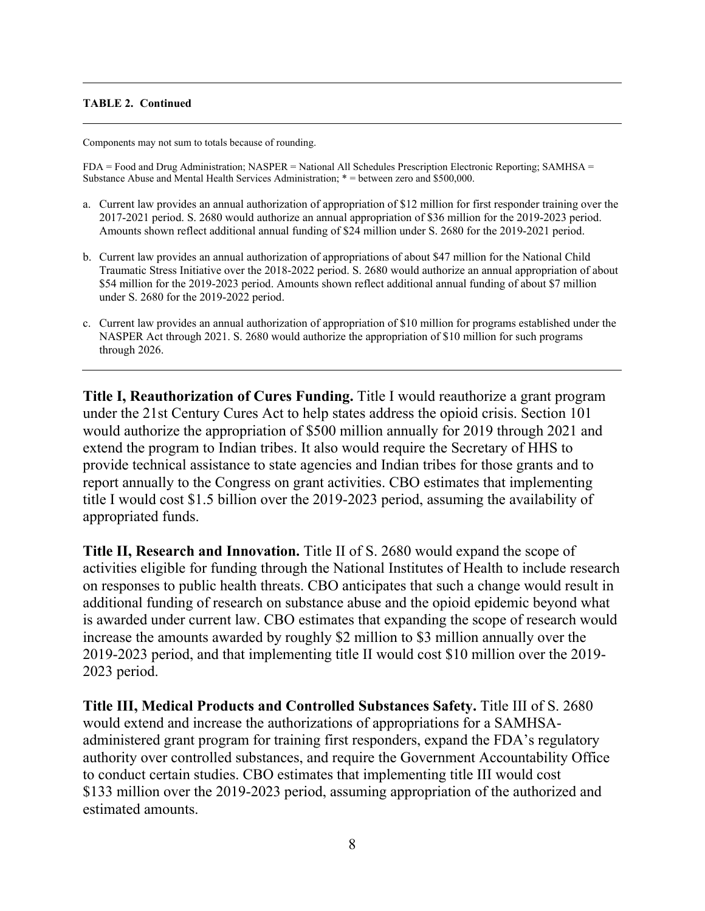**TABLE 2. Continued**

Components may not sum to totals because of rounding.

FDA = Food and Drug Administration; NASPER = National All Schedules Prescription Electronic Reporting; SAMHSA = Substance Abuse and Mental Health Services Administration; * = between zero and $500,000.

a. Current law provides an annual authorization of appropriation of $12 million for first responder training over the 2017-2021 period. S. 2680 would authorize an annual appropriation of $36 million for the 2019-2023 period. Amounts shown reflect additional annual funding of $24 million under S. 2680 for the 2019-2021 period.

b. Current law provides an annual authorization of appropriations of about $47 million for the National Child Traumatic Stress Initiative over the 2018-2022 period. S. 2680 would authorize an annual appropriation of about $54 million for the 2019-2023 period. Amounts shown reflect additional annual funding of about $7 million under S. 2680 for the 2019-2022 period.

c. Current law provides an annual authorization of appropriation of $10 million for programs established under the NASPER Act through 2021. S. 2680 would authorize the appropriation of $10 million for such programs through 2026.

**Title I, Reauthorization of Cures Funding.** Title I would reauthorize a grant program under the 21st Century Cures Act to help states address the opioid crisis. Section 101 would authorize the appropriation of $500 million annually for 2019 through 2021 and extend the program to Indian tribes. It also would require the Secretary of HHS to provide technical assistance to state agencies and Indian tribes for those grants and to report annually to the Congress on grant activities. CBO estimates that implementing title I would cost $1.5 billion over the 2019-2023 period, assuming the availability of appropriated funds.

**Title II, Research and Innovation.** Title II of S. 2680 would expand the scope of activities eligible for funding through the National Institutes of Health to include research on responses to public health threats. CBO anticipates that such a change would result in additional funding of research on substance abuse and the opioid epidemic beyond what is awarded under current law. CBO estimates that expanding the scope of research would increase the amounts awarded by roughly $2 million to $3 million annually over the 2019-2023 period, and that implementing title II would cost $10 million over the 2019-2023 period.

**Title III, Medical Products and Controlled Substances Safety.** Title III of S. 2680 would extend and increase the authorizations of appropriations for a SAMHSA-administered grant program for training first responders, expand the FDA's regulatory authority over controlled substances, and require the Government Accountability Office to conduct certain studies. CBO estimates that implementing title III would cost $133 million over the 2019-2023 period, assuming appropriation of the authorized and estimated amounts.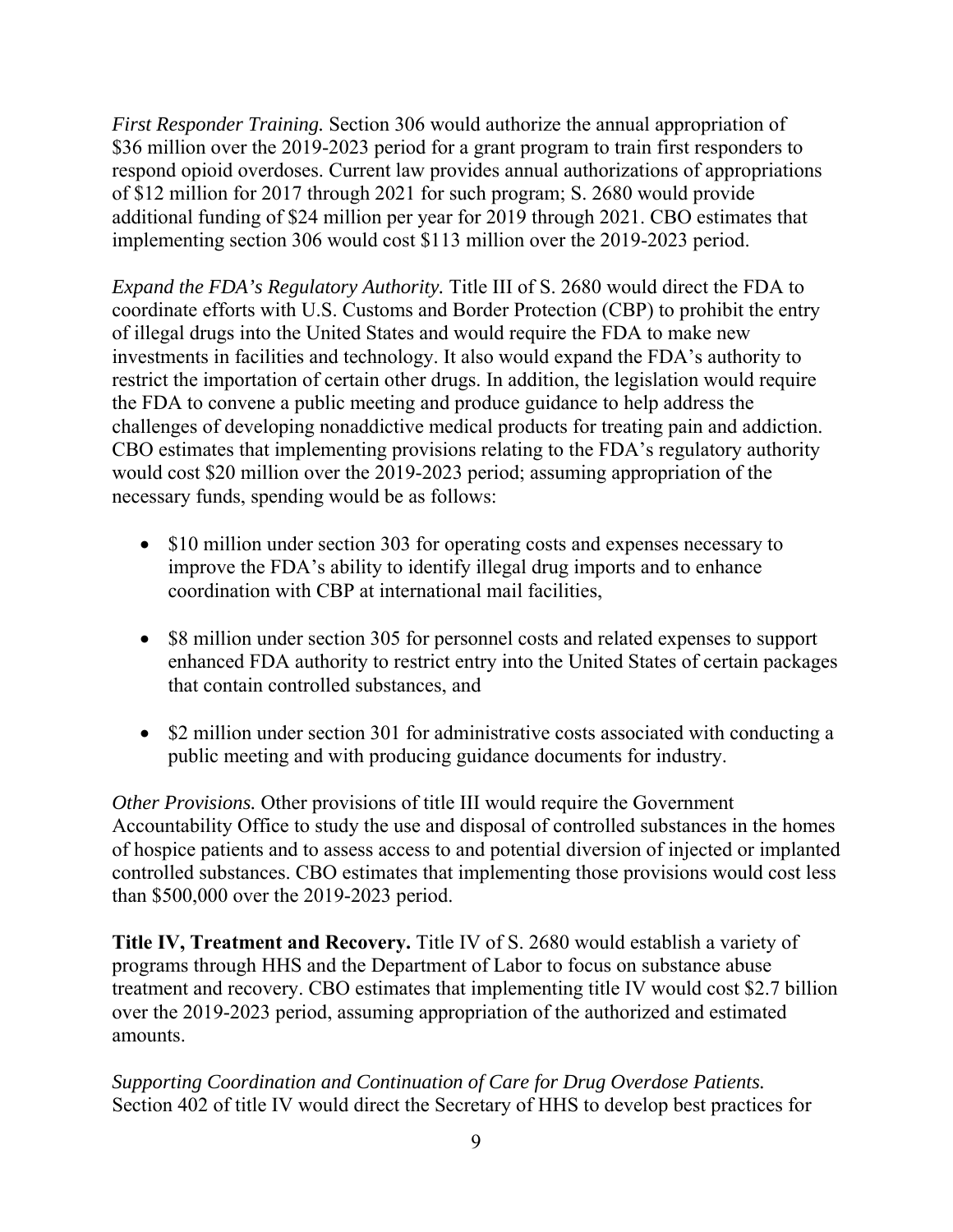*First Responder Training.* Section 306 would authorize the annual appropriation of $36 million over the 2019-2023 period for a grant program to train first responders to respond opioid overdoses. Current law provides annual authorizations of appropriations of $12 million for 2017 through 2021 for such program; S. 2680 would provide additional funding of $24 million per year for 2019 through 2021. CBO estimates that implementing section 306 would cost $113 million over the 2019-2023 period.

*Expand the FDA's Regulatory Authority.* Title III of S. 2680 would direct the FDA to coordinate efforts with U.S. Customs and Border Protection (CBP) to prohibit the entry of illegal drugs into the United States and would require the FDA to make new investments in facilities and technology. It also would expand the FDA's authority to restrict the importation of certain other drugs. In addition, the legislation would require the FDA to convene a public meeting and produce guidance to help address the challenges of developing nonaddictive medical products for treating pain and addiction. CBO estimates that implementing provisions relating to the FDA's regulatory authority would cost $20 million over the 2019-2023 period; assuming appropriation of the necessary funds, spending would be as follows:

- $10 million under section 303 for operating costs and expenses necessary to improve the FDA's ability to identify illegal drug imports and to enhance coordination with CBP at international mail facilities,
- $8 million under section 305 for personnel costs and related expenses to support enhanced FDA authority to restrict entry into the United States of certain packages that contain controlled substances, and
- $2 million under section 301 for administrative costs associated with conducting a public meeting and with producing guidance documents for industry.

*Other Provisions.* Other provisions of title III would require the Government Accountability Office to study the use and disposal of controlled substances in the homes of hospice patients and to assess access to and potential diversion of injected or implanted controlled substances. CBO estimates that implementing those provisions would cost less than $500,000 over the 2019-2023 period.

**Title IV, Treatment and Recovery.** Title IV of S. 2680 would establish a variety of programs through HHS and the Department of Labor to focus on substance abuse treatment and recovery. CBO estimates that implementing title IV would cost $2.7 billion over the 2019-2023 period, assuming appropriation of the authorized and estimated amounts.

*Supporting Coordination and Continuation of Care for Drug Overdose Patients.* Section 402 of title IV would direct the Secretary of HHS to develop best practices for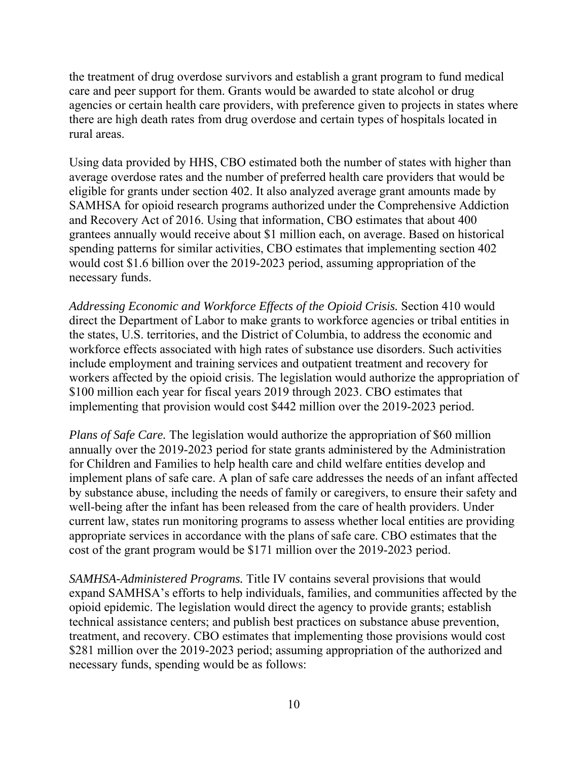the treatment of drug overdose survivors and establish a grant program to fund medical care and peer support for them. Grants would be awarded to state alcohol or drug agencies or certain health care providers, with preference given to projects in states where there are high death rates from drug overdose and certain types of hospitals located in rural areas.

Using data provided by HHS, CBO estimated both the number of states with higher than average overdose rates and the number of preferred health care providers that would be eligible for grants under section 402. It also analyzed average grant amounts made by SAMHSA for opioid research programs authorized under the Comprehensive Addiction and Recovery Act of 2016. Using that information, CBO estimates that about 400 grantees annually would receive about $1 million each, on average. Based on historical spending patterns for similar activities, CBO estimates that implementing section 402 would cost $1.6 billion over the 2019-2023 period, assuming appropriation of the necessary funds.

*Addressing Economic and Workforce Effects of the Opioid Crisis.* Section 410 would direct the Department of Labor to make grants to workforce agencies or tribal entities in the states, U.S. territories, and the District of Columbia, to address the economic and workforce effects associated with high rates of substance use disorders. Such activities include employment and training services and outpatient treatment and recovery for workers affected by the opioid crisis. The legislation would authorize the appropriation of $100 million each year for fiscal years 2019 through 2023. CBO estimates that implementing that provision would cost $442 million over the 2019-2023 period.

*Plans of Safe Care.* The legislation would authorize the appropriation of $60 million annually over the 2019-2023 period for state grants administered by the Administration for Children and Families to help health care and child welfare entities develop and implement plans of safe care. A plan of safe care addresses the needs of an infant affected by substance abuse, including the needs of family or caregivers, to ensure their safety and well-being after the infant has been released from the care of health providers. Under current law, states run monitoring programs to assess whether local entities are providing appropriate services in accordance with the plans of safe care. CBO estimates that the cost of the grant program would be $171 million over the 2019-2023 period.

*SAMHSA-Administered Programs.* Title IV contains several provisions that would expand SAMHSA's efforts to help individuals, families, and communities affected by the opioid epidemic. The legislation would direct the agency to provide grants; establish technical assistance centers; and publish best practices on substance abuse prevention, treatment, and recovery. CBO estimates that implementing those provisions would cost $281 million over the 2019-2023 period; assuming appropriation of the authorized and necessary funds, spending would be as follows: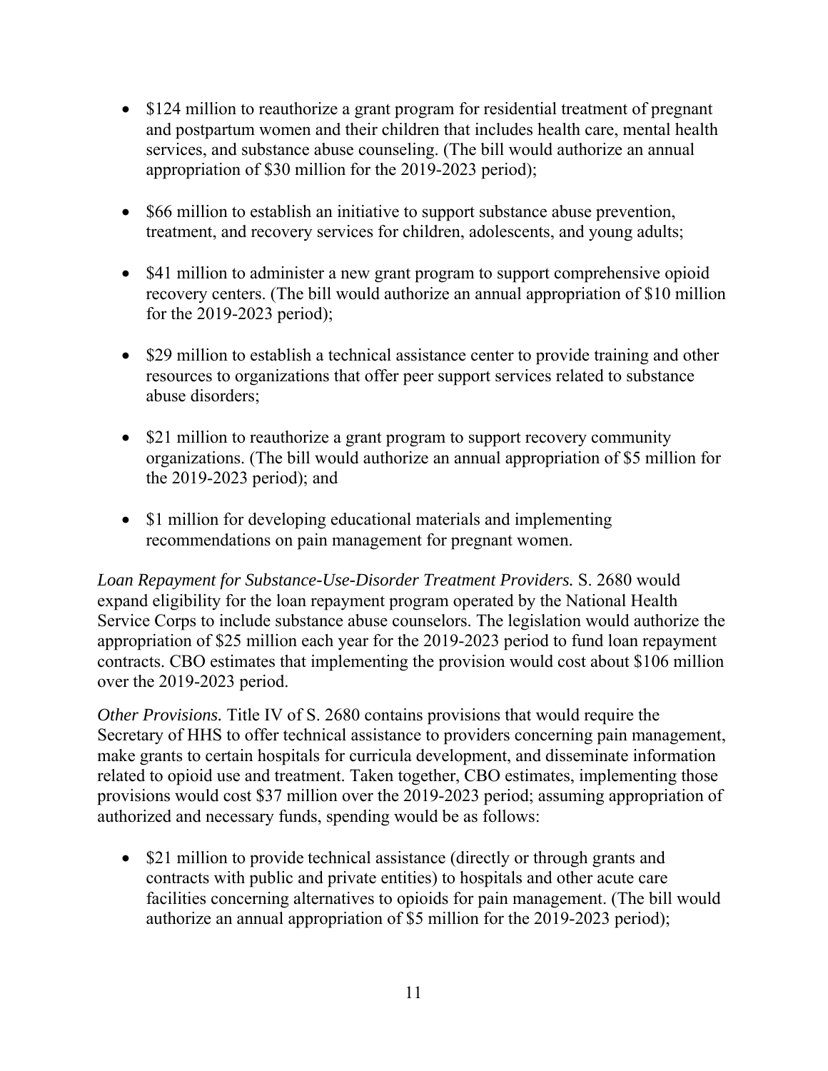- $124 million to reauthorize a grant program for residential treatment of pregnant and postpartum women and their children that includes health care, mental health services, and substance abuse counseling. (The bill would authorize an annual appropriation of $30 million for the 2019-2023 period);

- $66 million to establish an initiative to support substance abuse prevention, treatment, and recovery services for children, adolescents, and young adults;

- $41 million to administer a new grant program to support comprehensive opioid recovery centers. (The bill would authorize an annual appropriation of $10 million for the 2019-2023 period);

- $29 million to establish a technical assistance center to provide training and other resources to organizations that offer peer support services related to substance abuse disorders;

- $21 million to reauthorize a grant program to support recovery community organizations. (The bill would authorize an annual appropriation of $5 million for the 2019-2023 period); and

- $1 million for developing educational materials and implementing recommendations on pain management for pregnant women.

*Loan Repayment for Substance-Use-Disorder Treatment Providers.* S. 2680 would expand eligibility for the loan repayment program operated by the National Health Service Corps to include substance abuse counselors. The legislation would authorize the appropriation of $25 million each year for the 2019-2023 period to fund loan repayment contracts. CBO estimates that implementing the provision would cost about $106 million over the 2019-2023 period.

*Other Provisions.* Title IV of S. 2680 contains provisions that would require the Secretary of HHS to offer technical assistance to providers concerning pain management, make grants to certain hospitals for curricula development, and disseminate information related to opioid use and treatment. Taken together, CBO estimates, implementing those provisions would cost $37 million over the 2019-2023 period; assuming appropriation of authorized and necessary funds, spending would be as follows:

- $21 million to provide technical assistance (directly or through grants and contracts with public and private entities) to hospitals and other acute care facilities concerning alternatives to opioids for pain management. (The bill would authorize an annual appropriation of $5 million for the 2019-2023 period);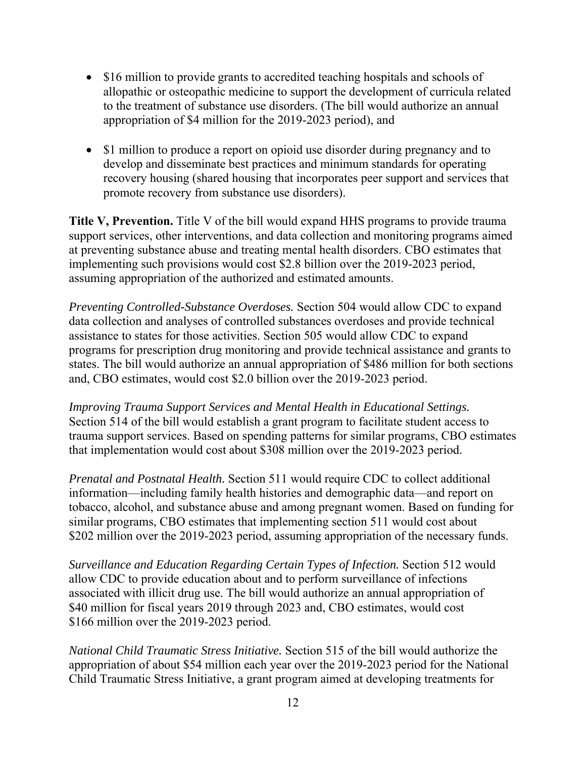- $16 million to provide grants to accredited teaching hospitals and schools of allopathic or osteopathic medicine to support the development of curricula related to the treatment of substance use disorders. (The bill would authorize an annual appropriation of $4 million for the 2019-2023 period), and

- $1 million to produce a report on opioid use disorder during pregnancy and to develop and disseminate best practices and minimum standards for operating recovery housing (shared housing that incorporates peer support and services that promote recovery from substance use disorders).

**Title V, Prevention.** Title V of the bill would expand HHS programs to provide trauma support services, other interventions, and data collection and monitoring programs aimed at preventing substance abuse and treating mental health disorders. CBO estimates that implementing such provisions would cost $2.8 billion over the 2019-2023 period, assuming appropriation of the authorized and estimated amounts.

*Preventing Controlled-Substance Overdoses.* Section 504 would allow CDC to expand data collection and analyses of controlled substances overdoses and provide technical assistance to states for those activities. Section 505 would allow CDC to expand programs for prescription drug monitoring and provide technical assistance and grants to states. The bill would authorize an annual appropriation of $486 million for both sections and, CBO estimates, would cost $2.0 billion over the 2019-2023 period.

*Improving Trauma Support Services and Mental Health in Educational Settings.* Section 514 of the bill would establish a grant program to facilitate student access to trauma support services. Based on spending patterns for similar programs, CBO estimates that implementation would cost about $308 million over the 2019-2023 period.

*Prenatal and Postnatal Health.* Section 511 would require CDC to collect additional information—including family health histories and demographic data—and report on tobacco, alcohol, and substance abuse and among pregnant women. Based on funding for similar programs, CBO estimates that implementing section 511 would cost about $202 million over the 2019-2023 period, assuming appropriation of the necessary funds.

*Surveillance and Education Regarding Certain Types of Infection.* Section 512 would allow CDC to provide education about and to perform surveillance of infections associated with illicit drug use. The bill would authorize an annual appropriation of $40 million for fiscal years 2019 through 2023 and, CBO estimates, would cost $166 million over the 2019-2023 period.

*National Child Traumatic Stress Initiative.* Section 515 of the bill would authorize the appropriation of about $54 million each year over the 2019-2023 period for the National Child Traumatic Stress Initiative, a grant program aimed at developing treatments for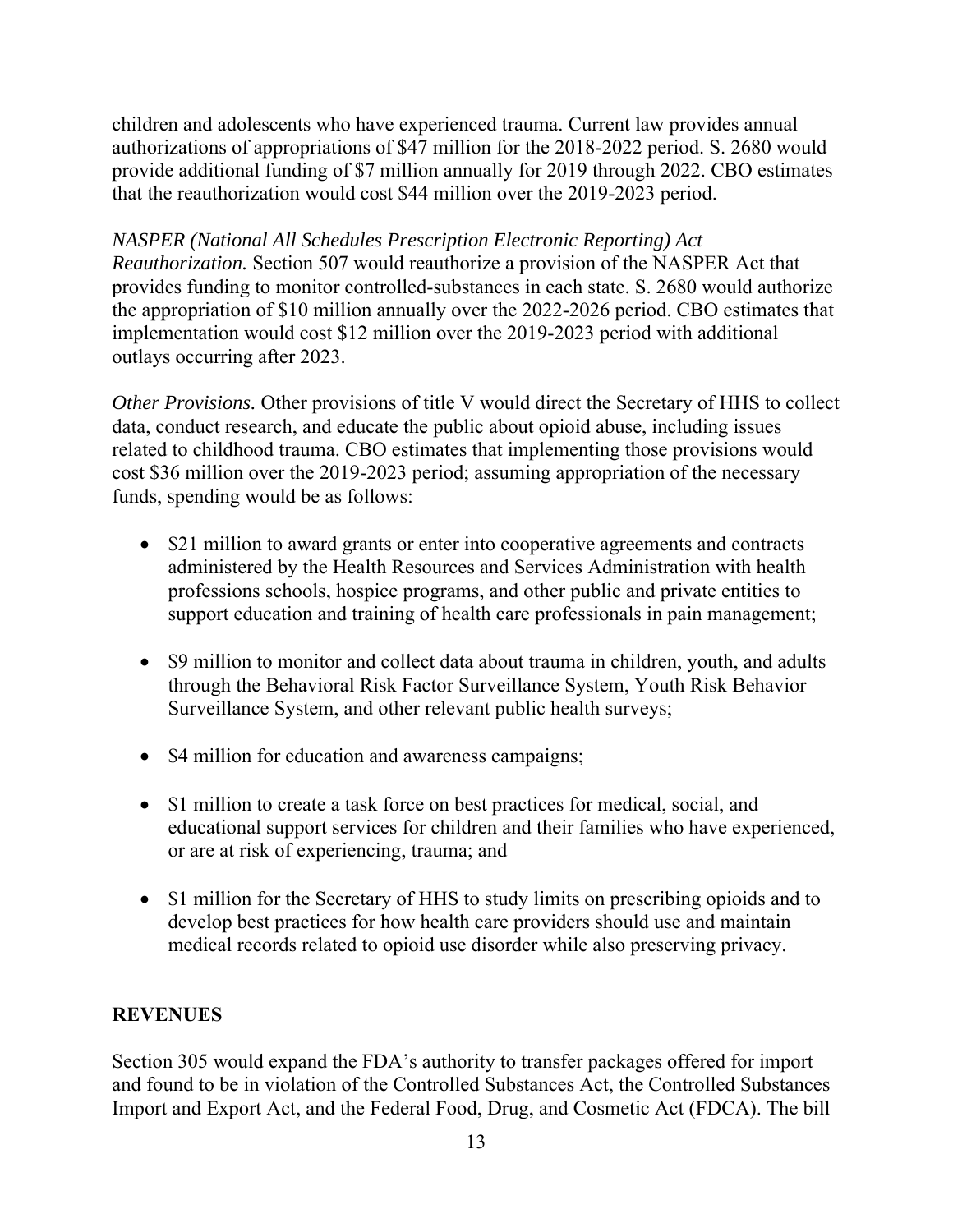children and adolescents who have experienced trauma. Current law provides annual authorizations of appropriations of $47 million for the 2018-2022 period. S. 2680 would provide additional funding of $7 million annually for 2019 through 2022. CBO estimates that the reauthorization would cost $44 million over the 2019-2023 period.

*NASPER (National All Schedules Prescription Electronic Reporting) Act Reauthorization.* Section 507 would reauthorize a provision of the NASPER Act that provides funding to monitor controlled-substances in each state. S. 2680 would authorize the appropriation of $10 million annually over the 2022-2026 period. CBO estimates that implementation would cost $12 million over the 2019-2023 period with additional outlays occurring after 2023.

*Other Provisions.* Other provisions of title V would direct the Secretary of HHS to collect data, conduct research, and educate the public about opioid abuse, including issues related to childhood trauma. CBO estimates that implementing those provisions would cost $36 million over the 2019-2023 period; assuming appropriation of the necessary funds, spending would be as follows:

- $21 million to award grants or enter into cooperative agreements and contracts administered by the Health Resources and Services Administration with health professions schools, hospice programs, and other public and private entities to support education and training of health care professionals in pain management;
- $9 million to monitor and collect data about trauma in children, youth, and adults through the Behavioral Risk Factor Surveillance System, Youth Risk Behavior Surveillance System, and other relevant public health surveys;
- $4 million for education and awareness campaigns;
- $1 million to create a task force on best practices for medical, social, and educational support services for children and their families who have experienced, or are at risk of experiencing, trauma; and
- $1 million for the Secretary of HHS to study limits on prescribing opioids and to develop best practices for how health care providers should use and maintain medical records related to opioid use disorder while also preserving privacy.

## REVENUES

Section 305 would expand the FDA's authority to transfer packages offered for import and found to be in violation of the Controlled Substances Act, the Controlled Substances Import and Export Act, and the Federal Food, Drug, and Cosmetic Act (FDCA). The bill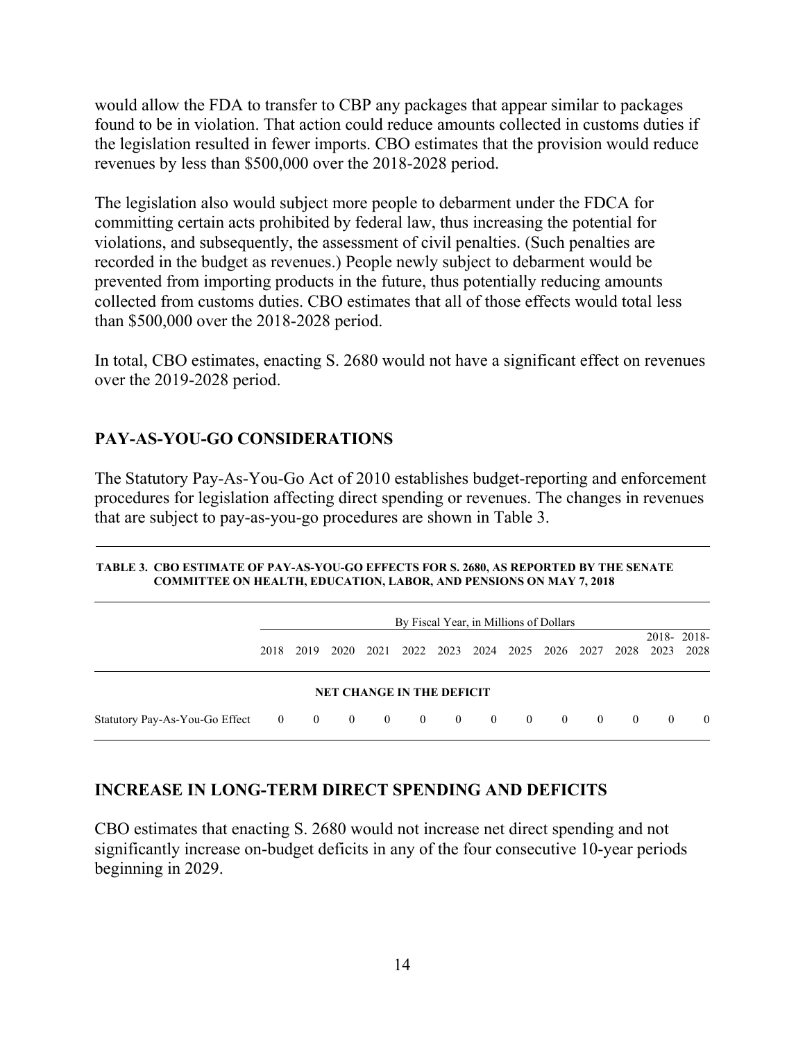would allow the FDA to transfer to CBP any packages that appear similar to packages found to be in violation. That action could reduce amounts collected in customs duties if the legislation resulted in fewer imports. CBO estimates that the provision would reduce revenues by less than $500,000 over the 2018-2028 period.

The legislation also would subject more people to debarment under the FDCA for committing certain acts prohibited by federal law, thus increasing the potential for violations, and subsequently, the assessment of civil penalties. (Such penalties are recorded in the budget as revenues.) People newly subject to debarment would be prevented from importing products in the future, thus potentially reducing amounts collected from customs duties. CBO estimates that all of those effects would total less than $500,000 over the 2018-2028 period.

In total, CBO estimates, enacting S. 2680 would not have a significant effect on revenues over the 2019-2028 period.

## PAY-AS-YOU-GO CONSIDERATIONS

The Statutory Pay-As-You-Go Act of 2010 establishes budget-reporting and enforcement procedures for legislation affecting direct spending or revenues. The changes in revenues that are subject to pay-as-you-go procedures are shown in Table 3.

**TABLE 3. CBO ESTIMATE OF PAY-AS-YOU-GO EFFECTS FOR S. 2680, AS REPORTED BY THE SENATE COMMITTEE ON HEALTH, EDUCATION, LABOR, AND PENSIONS ON MAY 7, 2018**

| | By Fiscal Year, in Millions of Dollars | | | | | | | | | | | | |
|---|---|---|---|---|---|---|---|---|---|---|---|---|---|
| | 2018 | 2019 | 2020 | 2021 | 2022 | 2023 | 2024 | 2025 | 2026 | 2027 | 2028 | 2018-2023 | 2018-2028 |
| **NET CHANGE IN THE DEFICIT** | | | | | | | | | | | | | |
| Statutory Pay-As-You-Go Effect | 0 | 0 | 0 | 0 | 0 | 0 | 0 | 0 | 0 | 0 | 0 | 0 | 0 |

## INCREASE IN LONG-TERM DIRECT SPENDING AND DEFICITS

CBO estimates that enacting S. 2680 would not increase net direct spending and not significantly increase on-budget deficits in any of the four consecutive 10-year periods beginning in 2029.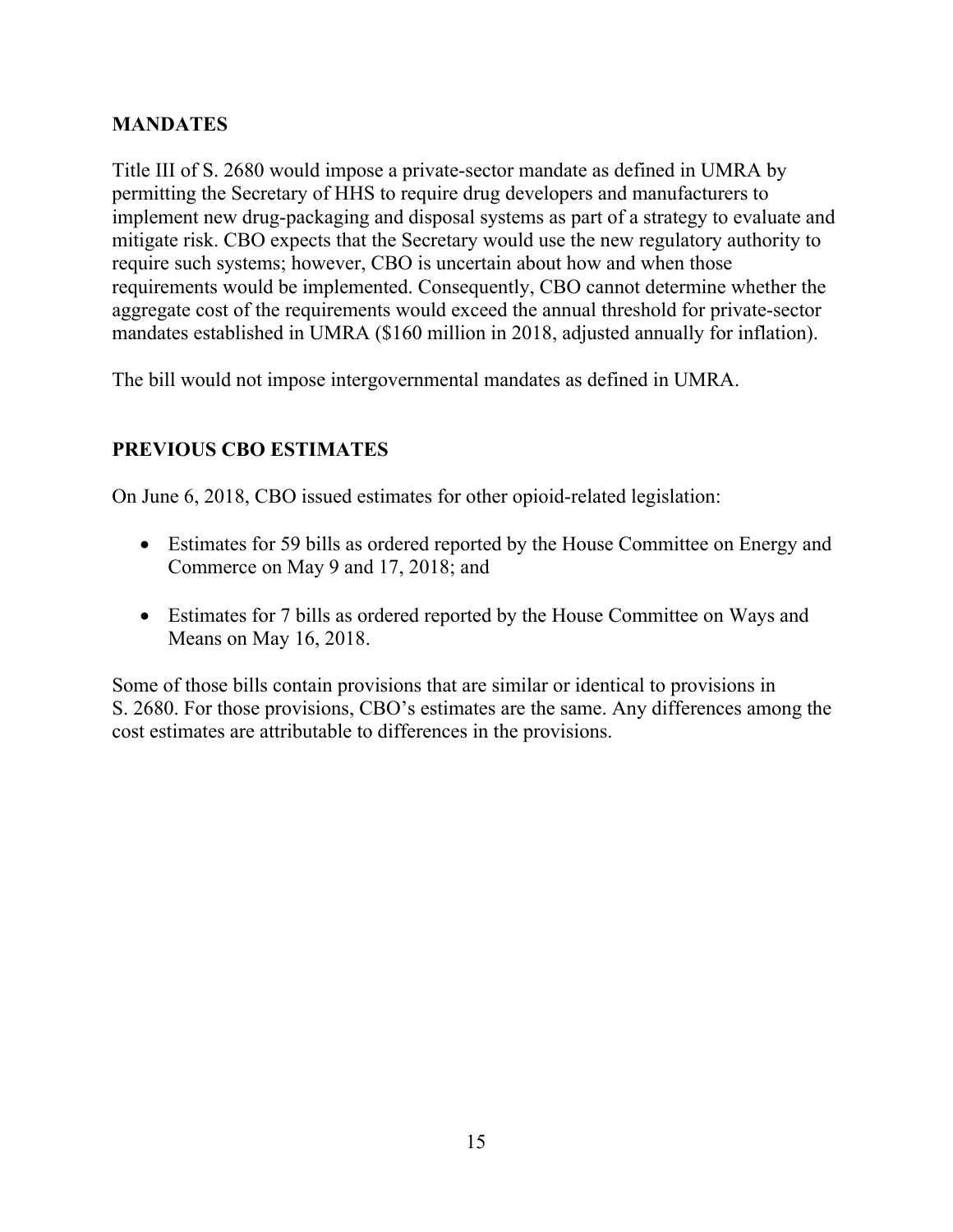## MANDATES

Title III of S. 2680 would impose a private-sector mandate as defined in UMRA by permitting the Secretary of HHS to require drug developers and manufacturers to implement new drug-packaging and disposal systems as part of a strategy to evaluate and mitigate risk. CBO expects that the Secretary would use the new regulatory authority to require such systems; however, CBO is uncertain about how and when those requirements would be implemented. Consequently, CBO cannot determine whether the aggregate cost of the requirements would exceed the annual threshold for private-sector mandates established in UMRA ($160 million in 2018, adjusted annually for inflation).

The bill would not impose intergovernmental mandates as defined in UMRA.

## PREVIOUS CBO ESTIMATES

On June 6, 2018, CBO issued estimates for other opioid-related legislation:

- Estimates for 59 bills as ordered reported by the House Committee on Energy and Commerce on May 9 and 17, 2018; and
- Estimates for 7 bills as ordered reported by the House Committee on Ways and Means on May 16, 2018.

Some of those bills contain provisions that are similar or identical to provisions in S. 2680. For those provisions, CBO's estimates are the same. Any differences among the cost estimates are attributable to differences in the provisions.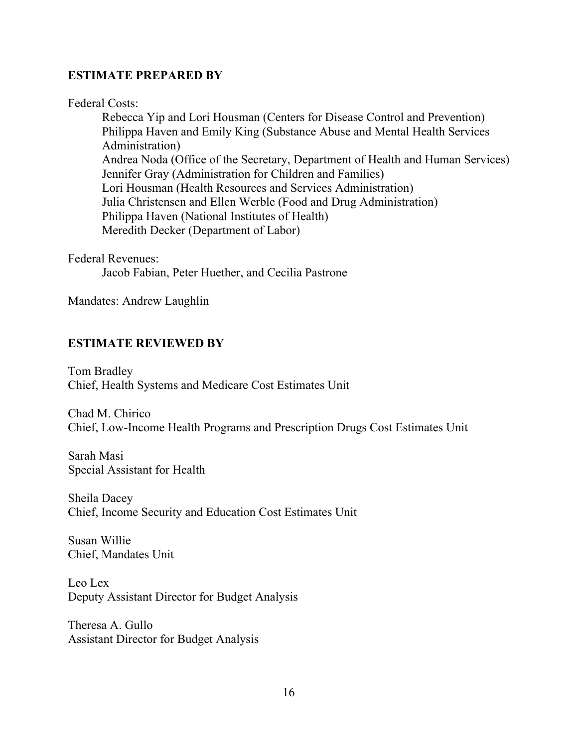## ESTIMATE PREPARED BY

Federal Costs:

Rebecca Yip and Lori Housman (Centers for Disease Control and Prevention)
Philippa Haven and Emily King (Substance Abuse and Mental Health Services Administration)
Andrea Noda (Office of the Secretary, Department of Health and Human Services)
Jennifer Gray (Administration for Children and Families)
Lori Housman (Health Resources and Services Administration)
Julia Christensen and Ellen Werble (Food and Drug Administration)
Philippa Haven (National Institutes of Health)
Meredith Decker (Department of Labor)

Federal Revenues:

Jacob Fabian, Peter Huether, and Cecilia Pastrone

Mandates: Andrew Laughlin

## ESTIMATE REVIEWED BY

Tom Bradley
Chief, Health Systems and Medicare Cost Estimates Unit

Chad M. Chirico
Chief, Low-Income Health Programs and Prescription Drugs Cost Estimates Unit

Sarah Masi
Special Assistant for Health

Sheila Dacey
Chief, Income Security and Education Cost Estimates Unit

Susan Willie
Chief, Mandates Unit

Leo Lex
Deputy Assistant Director for Budget Analysis

Theresa A. Gullo
Assistant Director for Budget Analysis